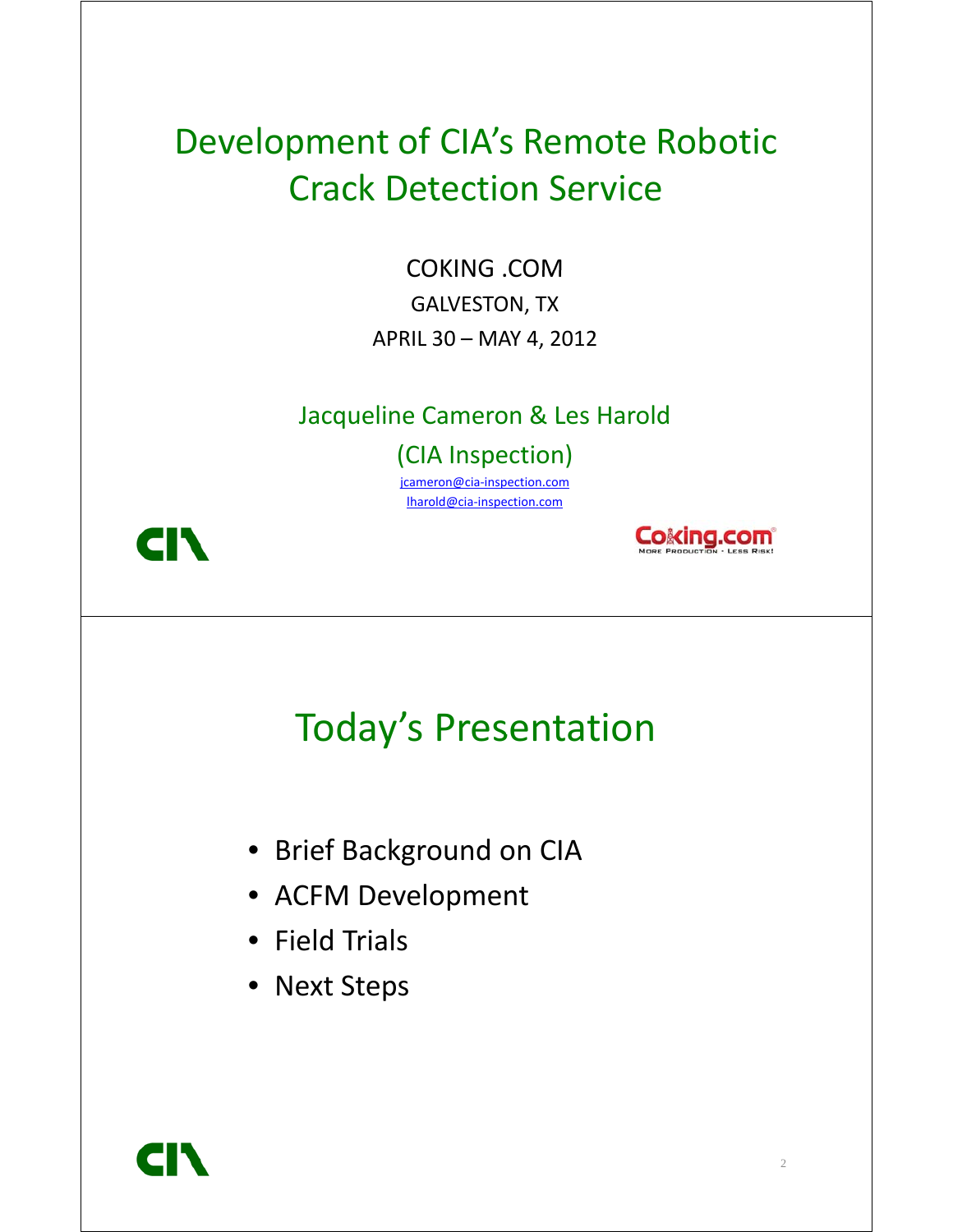# Development of CIA's Remote Robotic Crack Detection Service

COKING .COM

GALVESTON, TX

APRIL 30 – MAY 4, 2012

Jacqueline Cameron & Les Harold

(CIA Inspection)

jcameron@cia-inspection.com

lharold@cia-inspection.com

# Today's Presentation

- Brief Background on CIA
- ACFM Development
- Field Trials
- Next Steps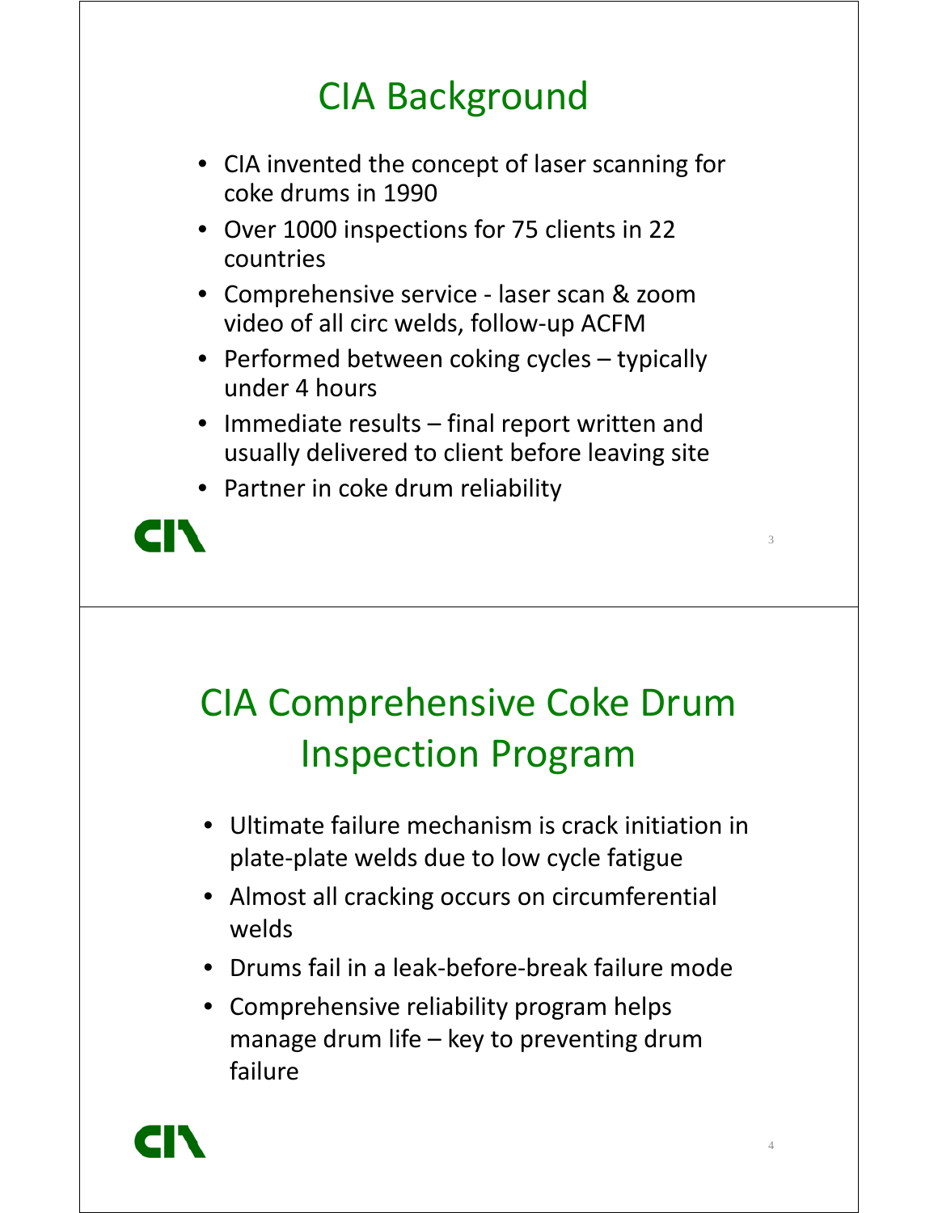# CIA Background

- CIA invented the concept of laser scanning for coke drums in 1990
- Over 1000 inspections for 75 clients in 22 countries
- Comprehensive service - laser scan & zoom video of all circ welds, follow-up ACFM
- Performed between coking cycles – typically under 4 hours
- Immediate results – final report written and usually delivered to client before leaving site
- Partner in coke drum reliability

# CIA Comprehensive Coke Drum Inspection Program

- Ultimate failure mechanism is crack initiation in plate-plate welds due to low cycle fatigue
- Almost all cracking occurs on circumferential welds
- Drums fail in a leak-before-break failure mode
- Comprehensive reliability program helps manage drum life – key to preventing drum failure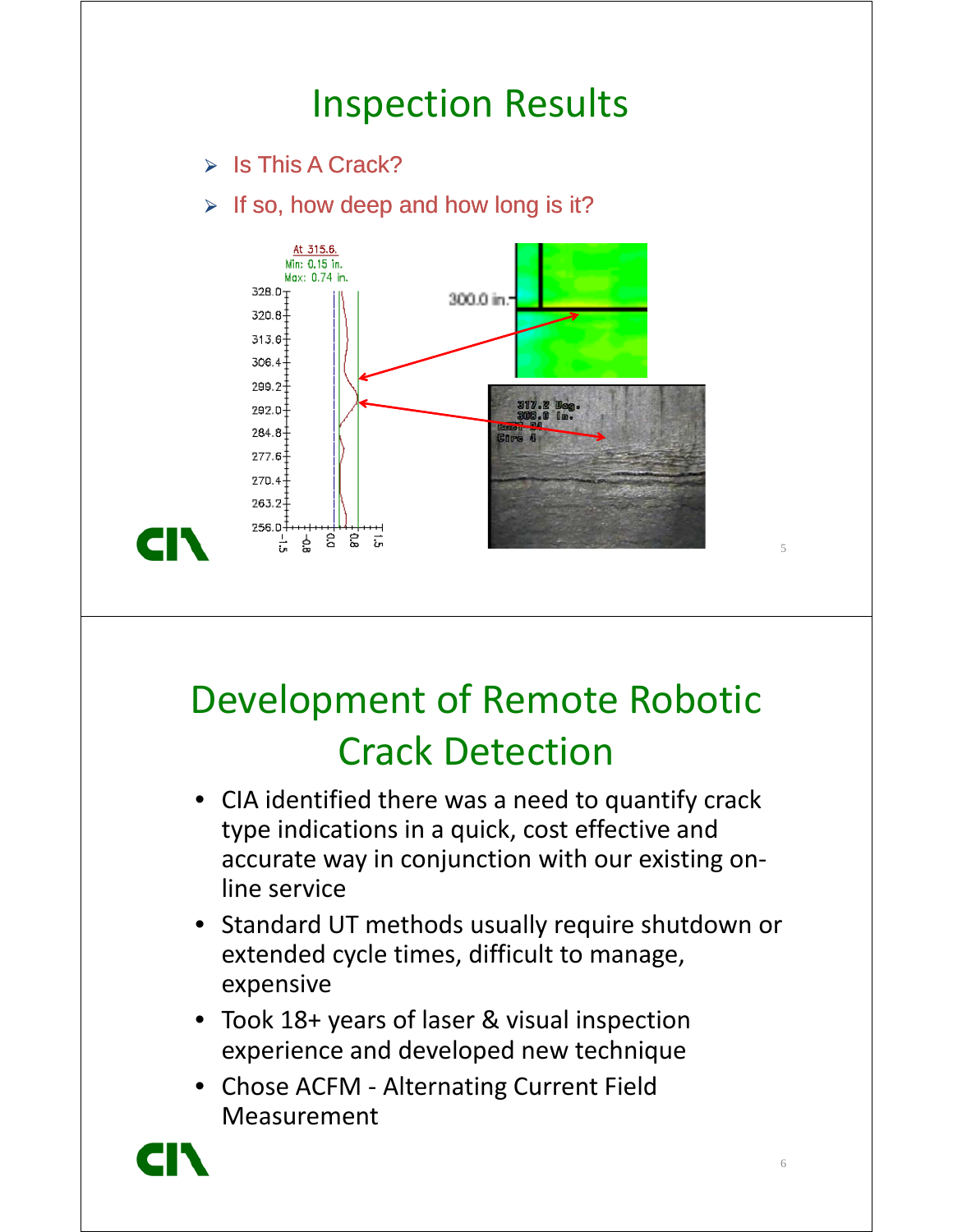# Inspection Results

- Is This A Crack?
- If so, how deep and how long is it?

# Development of Remote Robotic Crack Detection

- CIA identified there was a need to quantify crack type indications in a quick, cost effective and accurate way in conjunction with our existing on-line service
- Standard UT methods usually require shutdown or extended cycle times, difficult to manage, expensive
- Took 18+ years of laser & visual inspection experience and developed new technique
- Chose ACFM - Alternating Current Field Measurement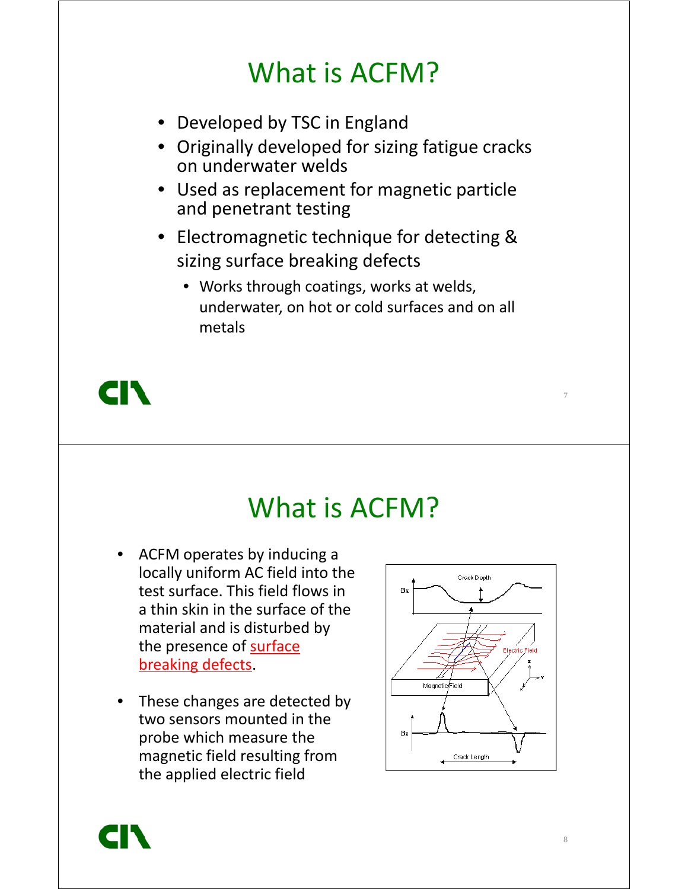# What is ACFM?

- Developed by TSC in England
- Originally developed for sizing fatigue cracks on underwater welds
- Used as replacement for magnetic particle and penetrant testing
- Electromagnetic technique for detecting & sizing surface breaking defects
  - Works through coatings, works at welds, underwater, on hot or cold surfaces and on all metals

# What is ACFM?

- ACFM operates by inducing a locally uniform AC field into the test surface. This field flows in a thin skin in the surface of the material and is disturbed by the presence of surface breaking defects.
- These changes are detected by two sensors mounted in the probe which measure the magnetic field resulting from the applied electric field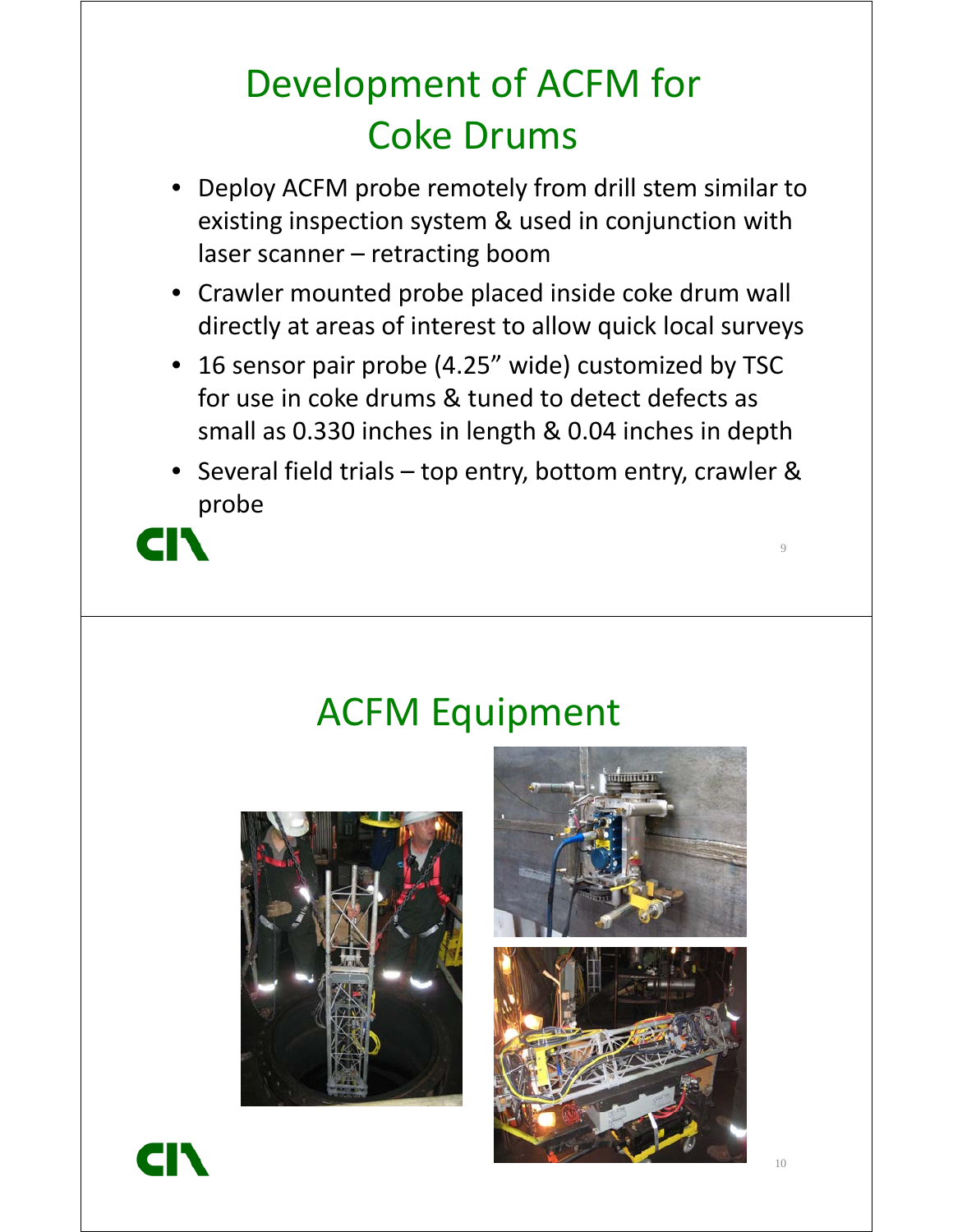# Development of ACFM for Coke Drums

- Deploy ACFM probe remotely from drill stem similar to existing inspection system & used in conjunction with laser scanner – retracting boom
- Crawler mounted probe placed inside coke drum wall directly at areas of interest to allow quick local surveys
- 16 sensor pair probe (4.25" wide) customized by TSC for use in coke drums & tuned to detect defects as small as 0.330 inches in length & 0.04 inches in depth
- Several field trials – top entry, bottom entry, crawler & probe

# ACFM Equipment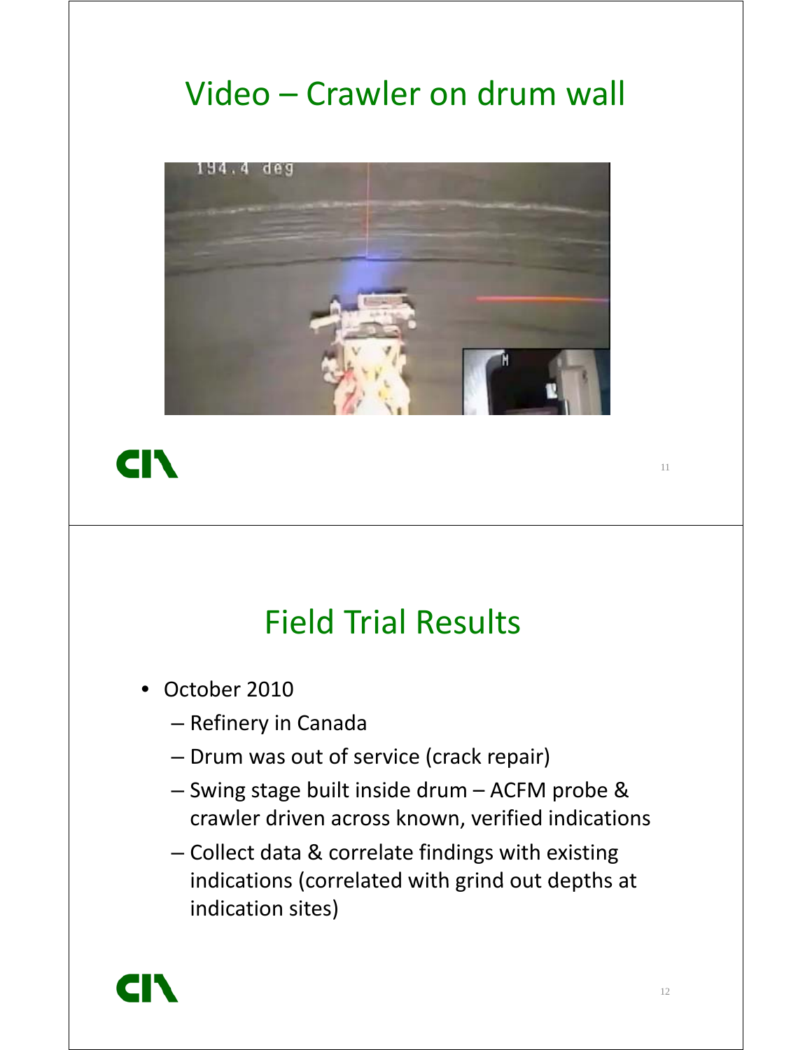# Video – Crawler on drum wall

# Field Trial Results

- October 2010
  - Refinery in Canada
  - Drum was out of service (crack repair)
  - Swing stage built inside drum – ACFM probe & crawler driven across known, verified indications
  - Collect data & correlate findings with existing indications (correlated with grind out depths at indication sites)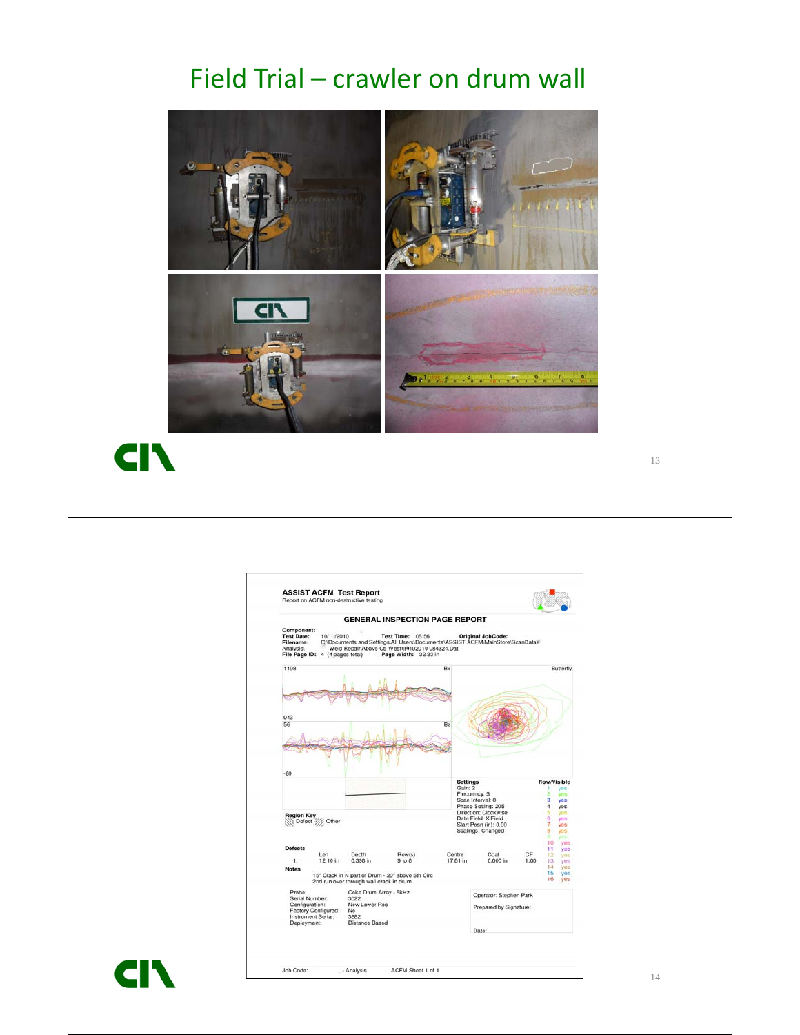# Field Trial – crawler on drum wall

**ASSIST ACFM Test Report**
Report on ACFM non-destructive testing

**GENERAL INSPECTION PAGE REPORT**

**Component:**
**Test Date:** 10/ /2010 **Test Time:** 08:56 **Original JobCode:**
**Filename:** C:\Documents and Settings\All Users\Documents\ASSIST ACFM\MainStore\ScanData\
Analysis\ Weld Repair Above C5 West\#102010 084324.Dat
**File Page ID:** 4 (4 pages total) **Page Width:** 32.33 in

**Settings**
Gain: 2
Frequency: 5
Scan Interval: 0
Phase Setting: 205
Direction: Clockwise
Data Field: X Field
Start Posn (in): 0.00
Scalings: Changed

**Region Key**
Defect Other

**Defects**

| | Len | Depth | Row(s) | Centre | Coat | CF |
|---|---|---|---|---|---|---|
| 1: | 12.10 in | 0.398 in | 9 to 8 | 17.81 in | 0.000 in | 1.00 |

**Notes**
15" Crack in N part of Drum - 20" above 5th Circ
2nd run over through wall crack in drum.

| | |
|---|---|
| Probe: | Coke Drum Array - 5kHz |
| Serial Number: | 3022 |
| Configuration: | New Lower Res |
| Factory Configured: | No |
| Instrument Serial: | 3882 |
| Deployment: | Distance Based |

Operator: Stephen Park
Prepared by Signature:
Date:

Job Code: - Analysis ACFM Sheet 1 of 1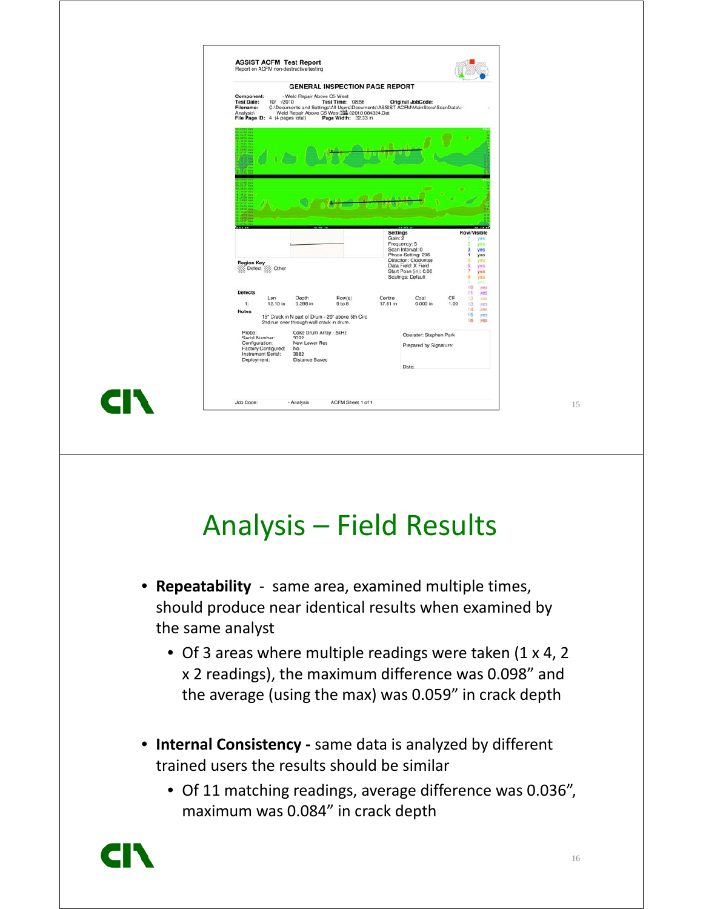ASSIST ACFM Test Report
Report on ACFM non-destructive testing

GENERAL INSPECTION PAGE REPORT

Component: - Weld Repair Above C5 West
Test Date: 10/ /2010 Test Time: 08:56 Original JobCode:
Filename: C:\Documents and Settings\All Users\Documents\ASSIST ACFM\MainStore\ScanData\
Analysis\ Weld Repair Above C5 West 02010 084324.Dat
File Page ID: 4 (4 pages total) Page Width: 32.33 in

Region Key
Defect / Other

Settings
Gain: 2
Frequency: 5
Scan Interval: 0
Phase Setting: 205
Direction: Clockwise
Data Field: X Field
Start Posn (in): 0.00
Scalings: Default

| Row | Visible |
|---|---|
| 1 | yes |
| 2 | yes |
| 3 | yes |
| 4 | yes |
| 5 | yes |
| 6 | yes |
| 7 | yes |
| 8 | yes |
| 9 | yes |
| 10 | yes |
| 11 | yes |
| 12 | yes |
| 13 | yes |
| 14 | yes |
| 15 | yes |
| 16 | yes |

Defects

| | Len | Depth | Row(s) | Centre | Coat | CF |
|---|---|---|---|---|---|---|
| 1: | 12.10 in | 0.398 in | 9 to 6 | 17.81 in | 0.000 in | 1.00 |

Notes
15" Crack in N part of Drum - 20" above 5th Circ
2nd run over through wall crack in drum.

Probe: Coke Drum Array - 5kHz
Serial Number: 3022
Configuration: New Lower Res
Factory Configured: No
Instrument Serial: 3882
Deployment: Distance Based

Operator: Stephen Park
Prepared by Signature:
Date:

Job Code: - Analysis ACFM Sheet 1 of 1

# Analysis – Field Results

- **Repeatability** - same area, examined multiple times, should produce near identical results when examined by the same analyst
  - Of 3 areas where multiple readings were taken (1 x 4, 2 x 2 readings), the maximum difference was 0.098" and the average (using the max) was 0.059" in crack depth
- **Internal Consistency -** same data is analyzed by different trained users the results should be similar
  - Of 11 matching readings, average difference was 0.036", maximum was 0.084" in crack depth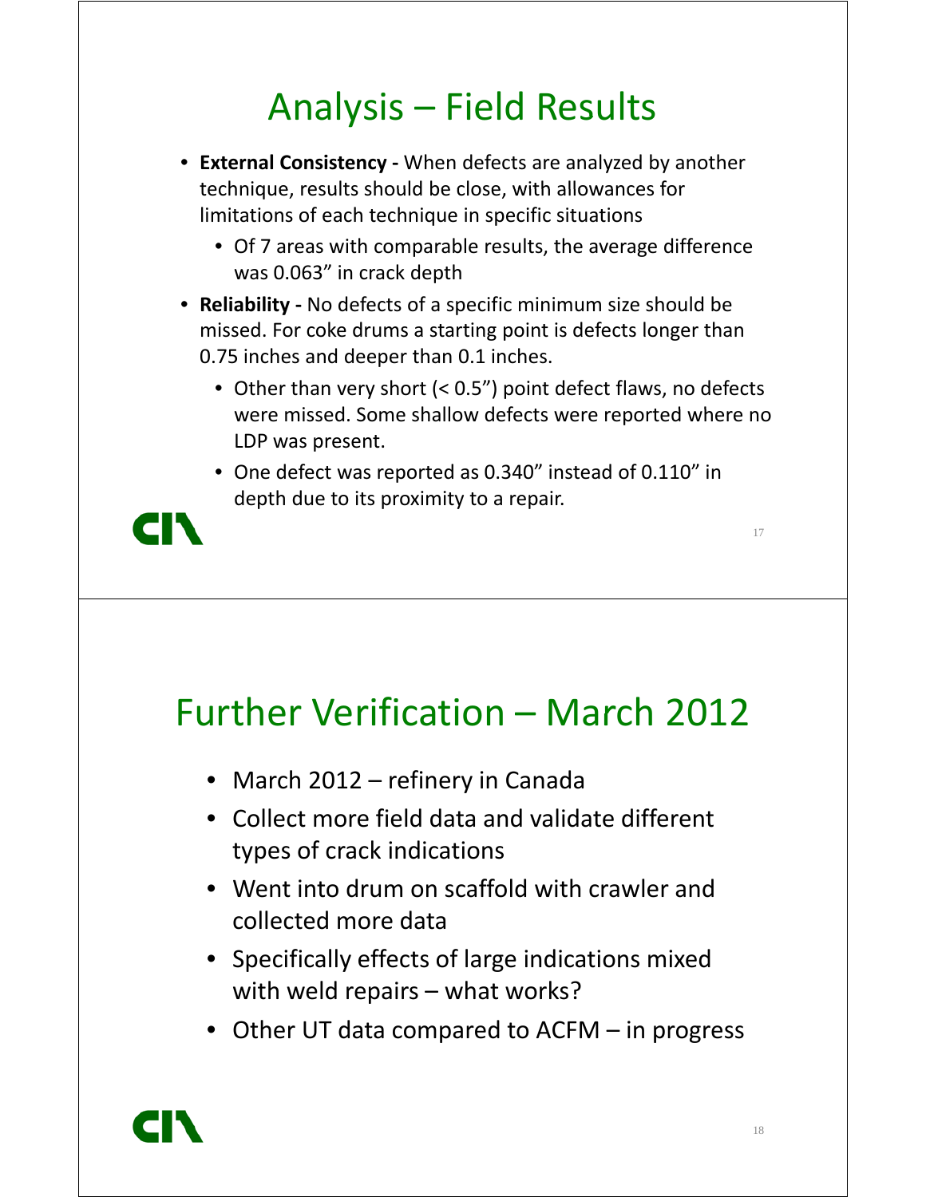# Analysis – Field Results

- **External Consistency -** When defects are analyzed by another technique, results should be close, with allowances for limitations of each technique in specific situations
  - Of 7 areas with comparable results, the average difference was 0.063” in crack depth
- **Reliability -** No defects of a specific minimum size should be missed. For coke drums a starting point is defects longer than 0.75 inches and deeper than 0.1 inches.
  - Other than very short (< 0.5”) point defect flaws, no defects were missed. Some shallow defects were reported where no LDP was present.
  - One defect was reported as 0.340” instead of 0.110” in depth due to its proximity to a repair.

# Further Verification – March 2012

- March 2012 – refinery in Canada
- Collect more field data and validate different types of crack indications
- Went into drum on scaffold with crawler and collected more data
- Specifically effects of large indications mixed with weld repairs – what works?
- Other UT data compared to ACFM – in progress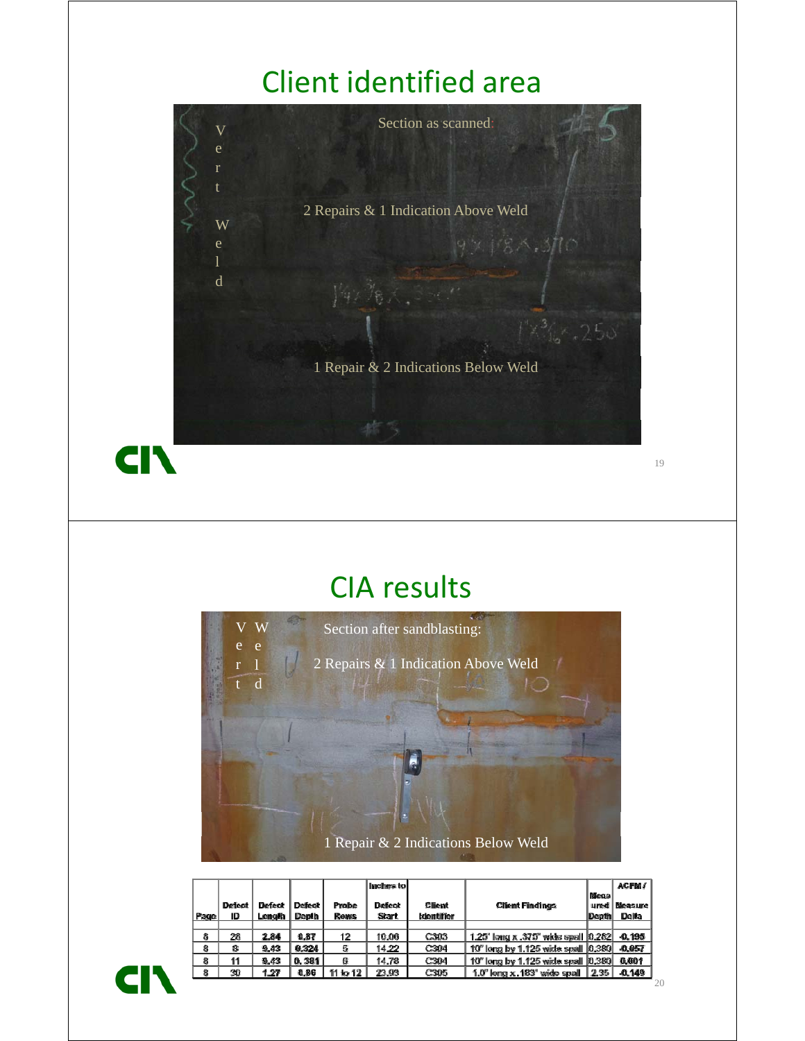# Client identified area

Section as scanned:

Vert Weld

2 Repairs & 1 Indication Above Weld

1 Repair & 2 Indications Below Weld

# CIA results

Section after sandblasting:

Vert Weld

2 Repairs & 1 Indication Above Weld

1 Repair & 2 Indications Below Weld

| Page | Defect ID | Defect Length | Defect Depth | Probe Rows | Inches to Defect Start | Client Identifier | Client Findings | Measured Depth | ACFM / Measure Delta |
|---|---|---|---|---|---|---|---|---|---|
| 8 | 28 | 2.84 | 0.87 | 12 | 10.06 | C303 | 1.25" long x .375" wide spall | 0.262 | -0.195 |
| 8 | 8 | 9.43 | 0.324 | 5 | 14.22 | C304 | 10" long by 1.125 wide spall | 0.380 | -0.057 |
| 8 | 11 | 9.43 | 0.381 | 6 | 14.78 | C304 | 10" long by 1.125 wide spall | 0.380 | 0.001 |
| 8 | 30 | 1.27 | 0.86 | 11 to 12 | 23.93 | C305 | 1.0" long x .183" wide spall | 2.35 | -0.149 |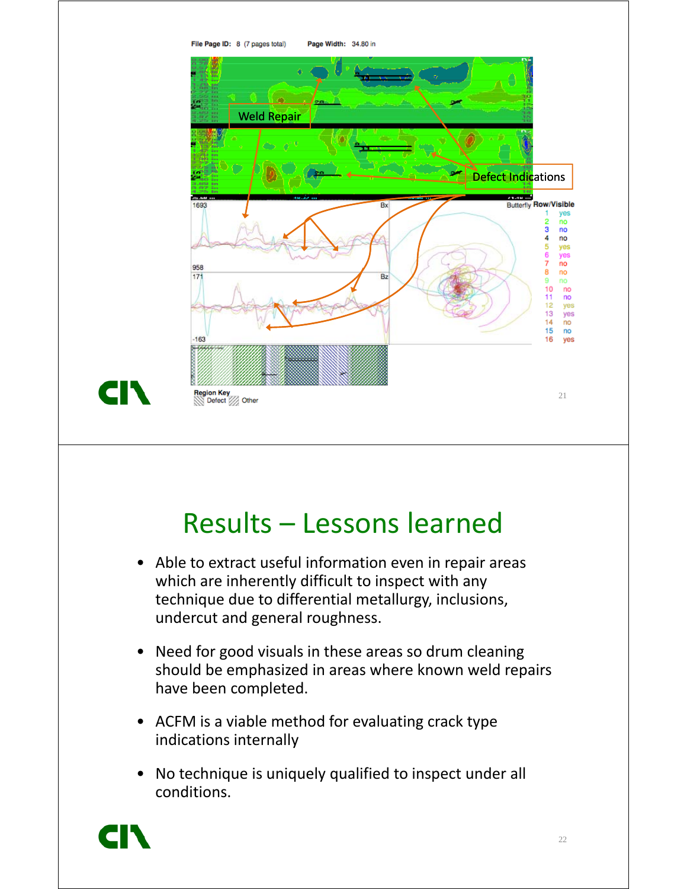File Page ID: 8 (7 pages total) Page Width: 34.80 in

Weld Repair

Defect Indications

Butterfly Row/Visible

| Row | Visible |
| --- | --- |
| 1 | yes |
| 2 | no |
| 3 | no |
| 4 | no |
| 5 | yes |
| 6 | yes |
| 7 | no |
| 8 | no |
| 9 | no |
| 10 | no |
| 11 | no |
| 12 | yes |
| 13 | yes |
| 14 | no |
| 15 | no |
| 16 | yes |

Region Key: Defect, Other

# Results – Lessons learned

- Able to extract useful information even in repair areas which are inherently difficult to inspect with any technique due to differential metallurgy, inclusions, undercut and general roughness.
- Need for good visuals in these areas so drum cleaning should be emphasized in areas where known weld repairs have been completed.
- ACFM is a viable method for evaluating crack type indications internally
- No technique is uniquely qualified to inspect under all conditions.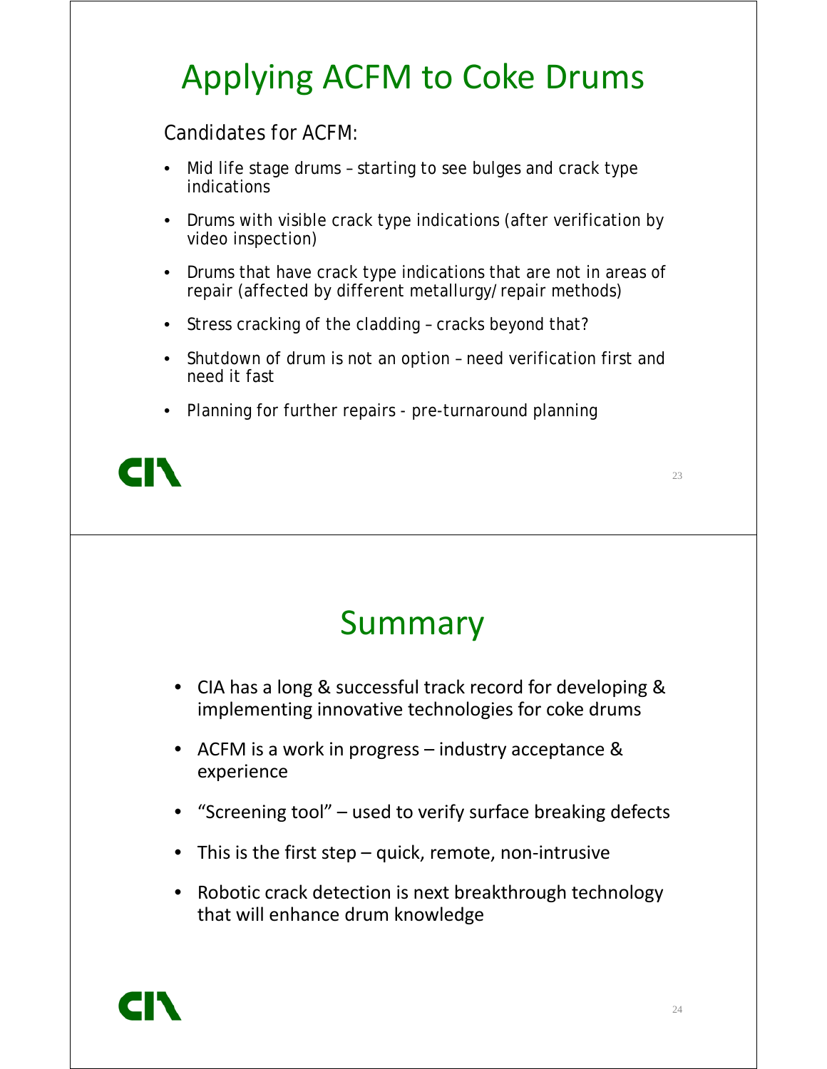# Applying ACFM to Coke Drums

Candidates for ACFM:

- Mid life stage drums – starting to see bulges and crack type indications
- Drums with visible crack type indications (after verification by video inspection)
- Drums that have crack type indications that are not in areas of repair (affected by different metallurgy/repair methods)
- Stress cracking of the cladding – cracks beyond that?
- Shutdown of drum is not an option – need verification first and need it fast
- Planning for further repairs - pre-turnaround planning

# Summary

- CIA has a long & successful track record for developing & implementing innovative technologies for coke drums
- ACFM is a work in progress – industry acceptance & experience
- "Screening tool" – used to verify surface breaking defects
- This is the first step – quick, remote, non-intrusive
- Robotic crack detection is next breakthrough technology that will enhance drum knowledge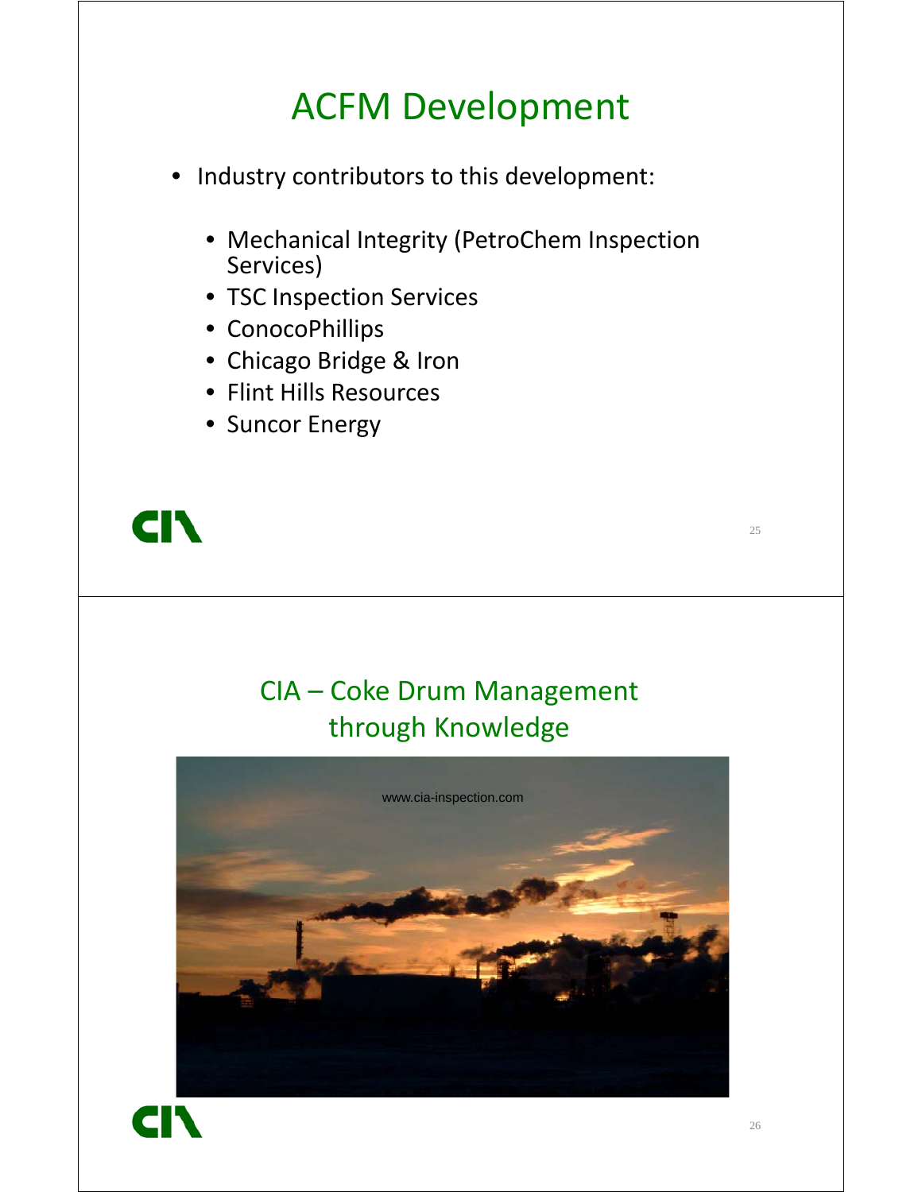# ACFM Development

- Industry contributors to this development:
  - Mechanical Integrity (PetroChem Inspection Services)
  - TSC Inspection Services
  - ConocoPhillips
  - Chicago Bridge & Iron
  - Flint Hills Resources
  - Suncor Energy

CIA

# CIA – Coke Drum Management through Knowledge

www.cia-inspection.com

CIA